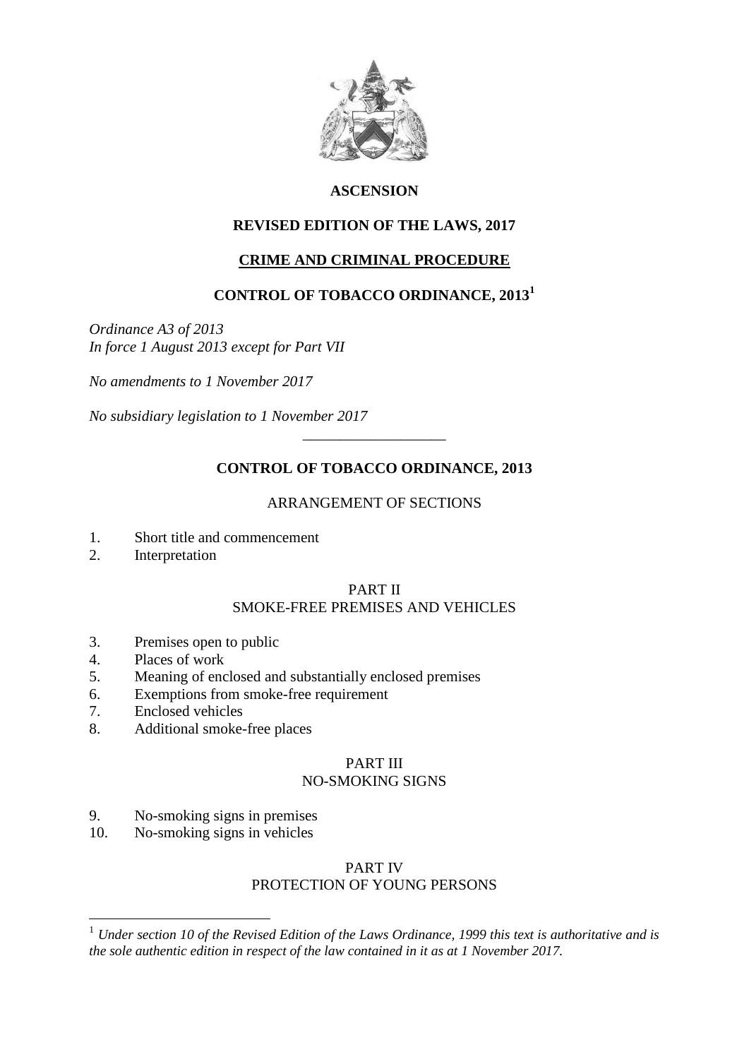**ASCENSION**

**REVISED EDITION OF THE LAWS, 2017**

**CRIME AND CRIMINAL PROCEDURE**

# CONTROL OF TOBACCO ORDINANCE, 2013[1]

*Ordinance A3 of 2013*
*In force 1 August 2013 except for Part VII*

*No amendments to 1 November 2017*

*No subsidiary legislation to 1 November 2017*

---

## CONTROL OF TOBACCO ORDINANCE, 2013

ARRANGEMENT OF SECTIONS

1. Short title and commencement
2. Interpretation

PART II
SMOKE-FREE PREMISES AND VEHICLES

3. Premises open to public
4. Places of work
5. Meaning of enclosed and substantially enclosed premises
6. Exemptions from smoke-free requirement
7. Enclosed vehicles
8. Additional smoke-free places

PART III
NO-SMOKING SIGNS

9. No-smoking signs in premises
10. No-smoking signs in vehicles

PART IV
PROTECTION OF YOUNG PERSONS

---

[1] *Under section 10 of the Revised Edition of the Laws Ordinance, 1999 this text is authoritative and is the sole authentic edition in respect of the law contained in it as at 1 November 2017.*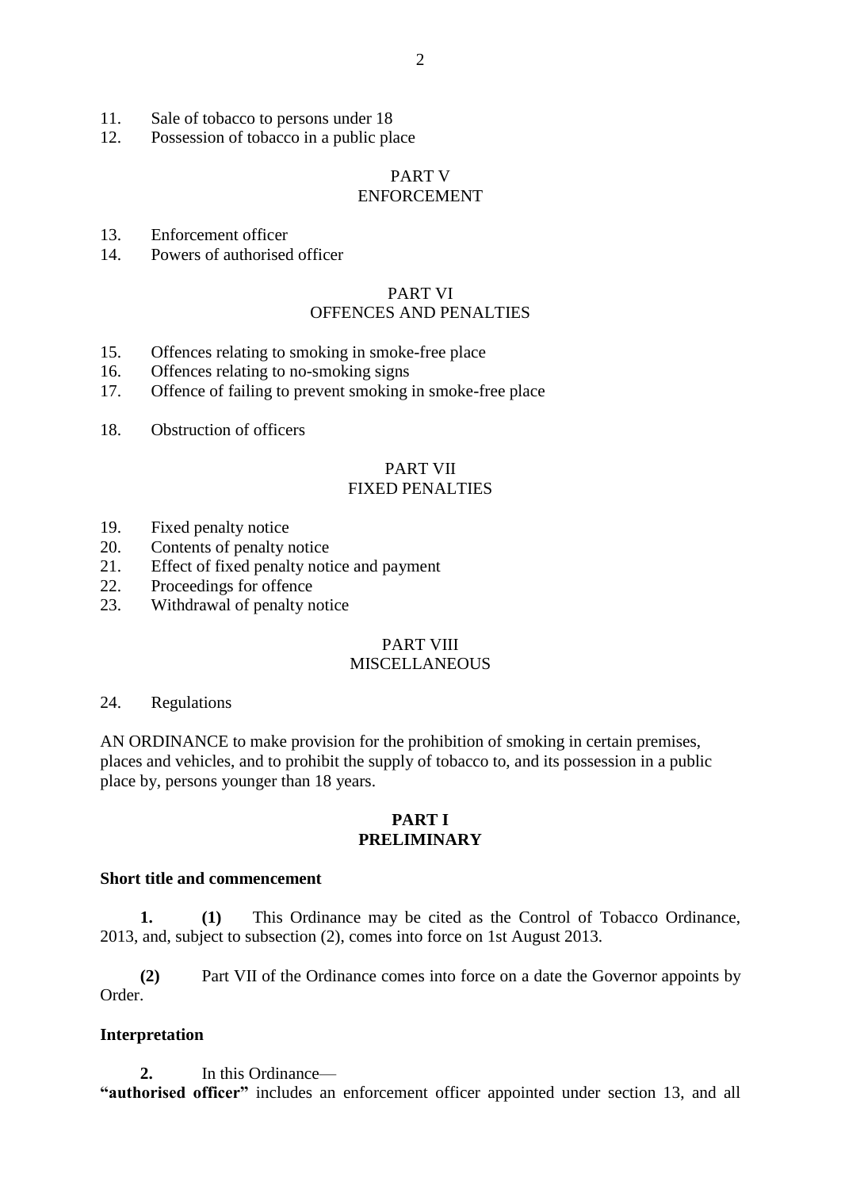11. Sale of tobacco to persons under 18
12. Possession of tobacco in a public place

PART V
ENFORCEMENT

13. Enforcement officer
14. Powers of authorised officer

PART VI
OFFENCES AND PENALTIES

15. Offences relating to smoking in smoke-free place
16. Offences relating to no-smoking signs
17. Offence of failing to prevent smoking in smoke-free place

18. Obstruction of officers

PART VII
FIXED PENALTIES

19. Fixed penalty notice
20. Contents of penalty notice
21. Effect of fixed penalty notice and payment
22. Proceedings for offence
23. Withdrawal of penalty notice

PART VIII
MISCELLANEOUS

24. Regulations

AN ORDINANCE to make provision for the prohibition of smoking in certain premises, places and vehicles, and to prohibit the supply of tobacco to, and its possession in a public place by, persons younger than 18 years.

## PART I
## PRELIMINARY

### Short title and commencement

**1.** **(1)** This Ordinance may be cited as the Control of Tobacco Ordinance, 2013, and, subject to subsection (2), comes into force on 1st August 2013.

**(2)** Part VII of the Ordinance comes into force on a date the Governor appoints by Order.

### Interpretation

**2.** In this Ordinance—

**"authorised officer"** includes an enforcement officer appointed under section 13, and all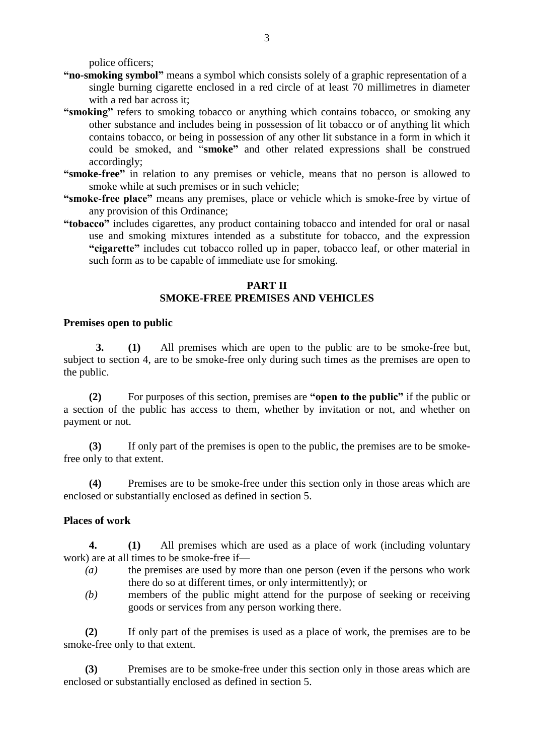police officers;

**"no-smoking symbol"** means a symbol which consists solely of a graphic representation of a single burning cigarette enclosed in a red circle of at least 70 millimetres in diameter with a red bar across it;

**"smoking"** refers to smoking tobacco or anything which contains tobacco, or smoking any other substance and includes being in possession of lit tobacco or of anything lit which contains tobacco, or being in possession of any other lit substance in a form in which it could be smoked, and "**smoke"** and other related expressions shall be construed accordingly;

**"smoke-free"** in relation to any premises or vehicle, means that no person is allowed to smoke while at such premises or in such vehicle;

**"smoke-free place"** means any premises, place or vehicle which is smoke-free by virtue of any provision of this Ordinance;

**"tobacco"** includes cigarettes, any product containing tobacco and intended for oral or nasal use and smoking mixtures intended as a substitute for tobacco, and the expression **"cigarette"** includes cut tobacco rolled up in paper, tobacco leaf, or other material in such form as to be capable of immediate use for smoking.

## PART II
## SMOKE-FREE PREMISES AND VEHICLES

### Premises open to public

**3. (1)** All premises which are open to the public are to be smoke-free but, subject to section 4, are to be smoke-free only during such times as the premises are open to the public.

**(2)** For purposes of this section, premises are **"open to the public"** if the public or a section of the public has access to them, whether by invitation or not, and whether on payment or not.

**(3)** If only part of the premises is open to the public, the premises are to be smoke-free only to that extent.

**(4)** Premises are to be smoke-free under this section only in those areas which are enclosed or substantially enclosed as defined in section 5.

### Places of work

**4. (1)** All premises which are used as a place of work (including voluntary work) are at all times to be smoke-free if—

*(a)* the premises are used by more than one person (even if the persons who work there do so at different times, or only intermittently); or

*(b)* members of the public might attend for the purpose of seeking or receiving goods or services from any person working there.

**(2)** If only part of the premises is used as a place of work, the premises are to be smoke-free only to that extent.

**(3)** Premises are to be smoke-free under this section only in those areas which are enclosed or substantially enclosed as defined in section 5.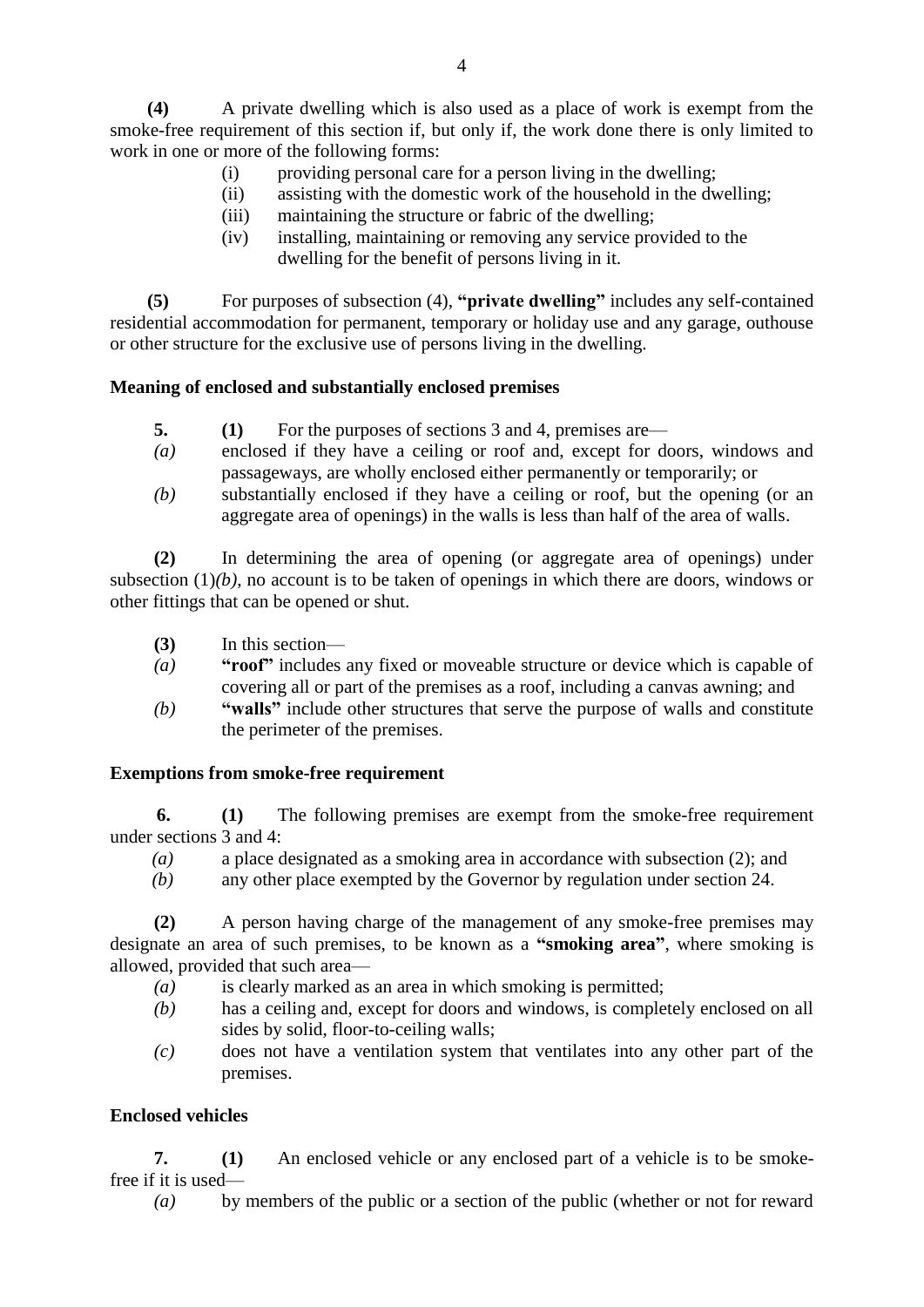**(4)** A private dwelling which is also used as a place of work is exempt from the smoke-free requirement of this section if, but only if, the work done there is only limited to work in one or more of the following forms:

(i) providing personal care for a person living in the dwelling;

(ii) assisting with the domestic work of the household in the dwelling;

(iii) maintaining the structure or fabric of the dwelling;

(iv) installing, maintaining or removing any service provided to the dwelling for the benefit of persons living in it.

**(5)** For purposes of subsection (4), **"private dwelling"** includes any self-contained residential accommodation for permanent, temporary or holiday use and any garage, outhouse or other structure for the exclusive use of persons living in the dwelling.

**Meaning of enclosed and substantially enclosed premises**

**5.** **(1)** For the purposes of sections 3 and 4, premises are—

*(a)* enclosed if they have a ceiling or roof and, except for doors, windows and passageways, are wholly enclosed either permanently or temporarily; or

*(b)* substantially enclosed if they have a ceiling or roof, but the opening (or an aggregate area of openings) in the walls is less than half of the area of walls.

**(2)** In determining the area of opening (or aggregate area of openings) under subsection (1)*(b)*, no account is to be taken of openings in which there are doors, windows or other fittings that can be opened or shut.

**(3)** In this section—

*(a)* **"roof"** includes any fixed or moveable structure or device which is capable of covering all or part of the premises as a roof, including a canvas awning; and

*(b)* **"walls"** include other structures that serve the purpose of walls and constitute the perimeter of the premises.

**Exemptions from smoke-free requirement**

**6.** **(1)** The following premises are exempt from the smoke-free requirement under sections 3 and 4:

*(a)* a place designated as a smoking area in accordance with subsection (2); and

*(b)* any other place exempted by the Governor by regulation under section 24.

**(2)** A person having charge of the management of any smoke-free premises may designate an area of such premises, to be known as a **"smoking area"**, where smoking is allowed, provided that such area—

*(a)* is clearly marked as an area in which smoking is permitted;

*(b)* has a ceiling and, except for doors and windows, is completely enclosed on all sides by solid, floor-to-ceiling walls;

*(c)* does not have a ventilation system that ventilates into any other part of the premises.

**Enclosed vehicles**

**7.** **(1)** An enclosed vehicle or any enclosed part of a vehicle is to be smoke-free if it is used—

*(a)* by members of the public or a section of the public (whether or not for reward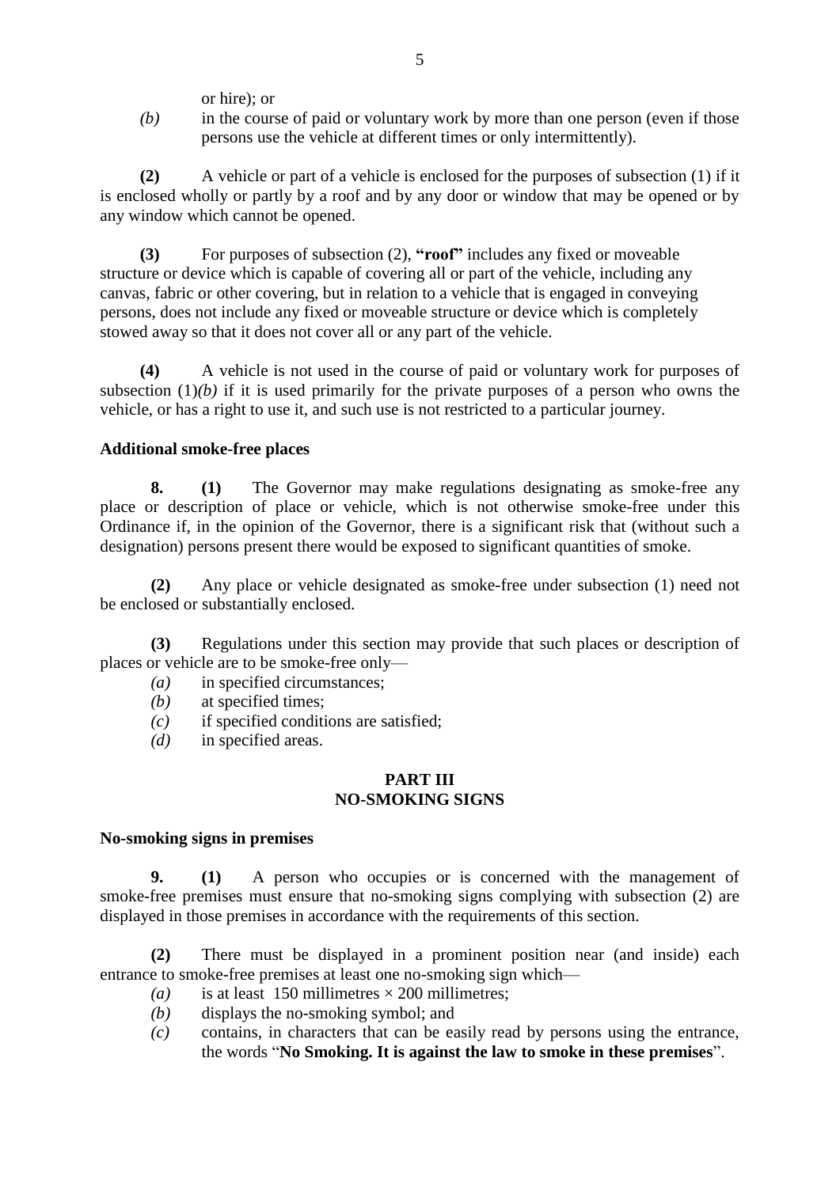or hire); or

*(b)* in the course of paid or voluntary work by more than one person (even if those persons use the vehicle at different times or only intermittently).

**(2)** A vehicle or part of a vehicle is enclosed for the purposes of subsection (1) if it is enclosed wholly or partly by a roof and by any door or window that may be opened or by any window which cannot be opened.

**(3)** For purposes of subsection (2), **"roof"** includes any fixed or moveable structure or device which is capable of covering all or part of the vehicle, including any canvas, fabric or other covering, but in relation to a vehicle that is engaged in conveying persons, does not include any fixed or moveable structure or device which is completely stowed away so that it does not cover all or any part of the vehicle.

**(4)** A vehicle is not used in the course of paid or voluntary work for purposes of subsection (1)*(b)* if it is used primarily for the private purposes of a person who owns the vehicle, or has a right to use it, and such use is not restricted to a particular journey.

**Additional smoke-free places**

**8. (1)** The Governor may make regulations designating as smoke-free any place or description of place or vehicle, which is not otherwise smoke-free under this Ordinance if, in the opinion of the Governor, there is a significant risk that (without such a designation) persons present there would be exposed to significant quantities of smoke.

**(2)** Any place or vehicle designated as smoke-free under subsection (1) need not be enclosed or substantially enclosed.

**(3)** Regulations under this section may provide that such places or description of places or vehicle are to be smoke-free only—

*(a)* in specified circumstances;
*(b)* at specified times;
*(c)* if specified conditions are satisfied;
*(d)* in specified areas.

## PART III
## NO-SMOKING SIGNS

**No-smoking signs in premises**

**9. (1)** A person who occupies or is concerned with the management of smoke-free premises must ensure that no-smoking signs complying with subsection (2) are displayed in those premises in accordance with the requirements of this section.

**(2)** There must be displayed in a prominent position near (and inside) each entrance to smoke-free premises at least one no-smoking sign which—

*(a)* is at least 150 millimetres × 200 millimetres;
*(b)* displays the no-smoking symbol; and
*(c)* contains, in characters that can be easily read by persons using the entrance, the words "**No Smoking. It is against the law to smoke in these premises**".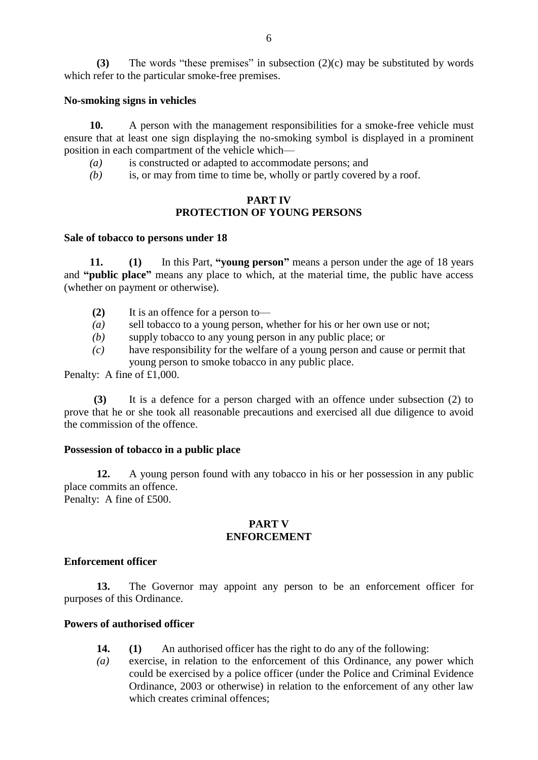**(3)** The words "these premises" in subsection (2)(c) may be substituted by words which refer to the particular smoke-free premises.

**No-smoking signs in vehicles**

**10.** A person with the management responsibilities for a smoke-free vehicle must ensure that at least one sign displaying the no-smoking symbol is displayed in a prominent position in each compartment of the vehicle which—

*(a)* is constructed or adapted to accommodate persons; and

*(b)* is, or may from time to time be, wholly or partly covered by a roof.

## PART IV
## PROTECTION OF YOUNG PERSONS

**Sale of tobacco to persons under 18**

**11.** **(1)** In this Part, **"young person"** means a person under the age of 18 years and **"public place"** means any place to which, at the material time, the public have access (whether on payment or otherwise).

**(2)** It is an offence for a person to—

*(a)* sell tobacco to a young person, whether for his or her own use or not;

*(b)* supply tobacco to any young person in any public place; or

*(c)* have responsibility for the welfare of a young person and cause or permit that young person to smoke tobacco in any public place.

Penalty: A fine of £1,000.

**(3)** It is a defence for a person charged with an offence under subsection (2) to prove that he or she took all reasonable precautions and exercised all due diligence to avoid the commission of the offence.

**Possession of tobacco in a public place**

**12.** A young person found with any tobacco in his or her possession in any public place commits an offence.

Penalty: A fine of £500.

## PART V
## ENFORCEMENT

**Enforcement officer**

**13.** The Governor may appoint any person to be an enforcement officer for purposes of this Ordinance.

**Powers of authorised officer**

**14.** **(1)** An authorised officer has the right to do any of the following:

*(a)* exercise, in relation to the enforcement of this Ordinance, any power which could be exercised by a police officer (under the Police and Criminal Evidence Ordinance, 2003 or otherwise) in relation to the enforcement of any other law which creates criminal offences;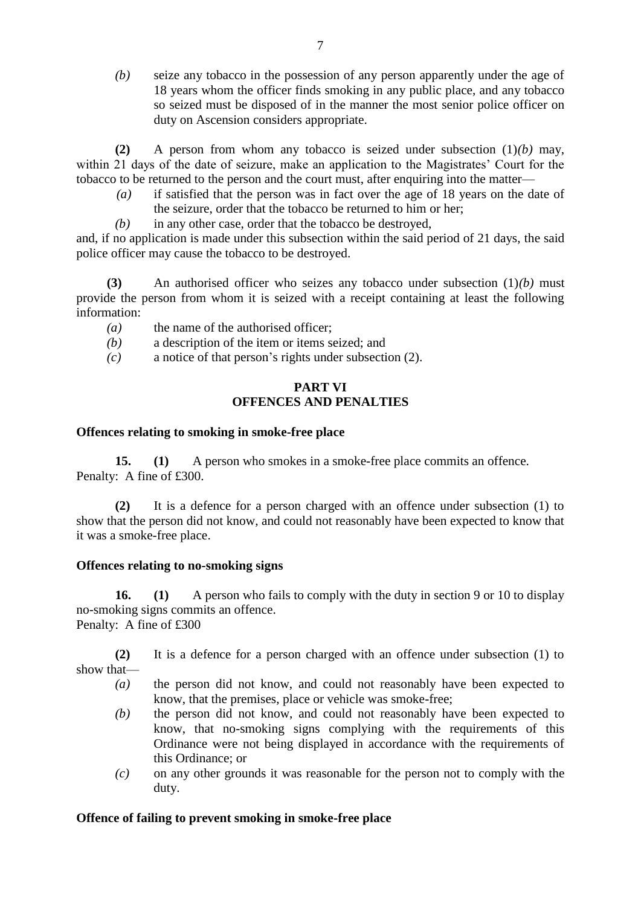*(b)* seize any tobacco in the possession of any person apparently under the age of 18 years whom the officer finds smoking in any public place, and any tobacco so seized must be disposed of in the manner the most senior police officer on duty on Ascension considers appropriate.

**(2)** A person from whom any tobacco is seized under subsection (1)*(b)* may, within 21 days of the date of seizure, make an application to the Magistrates' Court for the tobacco to be returned to the person and the court must, after enquiring into the matter—

*(a)* if satisfied that the person was in fact over the age of 18 years on the date of the seizure, order that the tobacco be returned to him or her;

*(b)* in any other case, order that the tobacco be destroyed,

and, if no application is made under this subsection within the said period of 21 days, the said police officer may cause the tobacco to be destroyed.

**(3)** An authorised officer who seizes any tobacco under subsection (1)*(b)* must provide the person from whom it is seized with a receipt containing at least the following information:

*(a)* the name of the authorised officer;

*(b)* a description of the item or items seized; and

*(c)* a notice of that person's rights under subsection (2).

## PART VI
## OFFENCES AND PENALTIES

### Offences relating to smoking in smoke-free place

**15.** **(1)** A person who smokes in a smoke-free place commits an offence.
Penalty: A fine of £300.

**(2)** It is a defence for a person charged with an offence under subsection (1) to show that the person did not know, and could not reasonably have been expected to know that it was a smoke-free place.

### Offences relating to no-smoking signs

**16.** **(1)** A person who fails to comply with the duty in section 9 or 10 to display no-smoking signs commits an offence.
Penalty: A fine of £300

**(2)** It is a defence for a person charged with an offence under subsection (1) to show that—

*(a)* the person did not know, and could not reasonably have been expected to know, that the premises, place or vehicle was smoke-free;

*(b)* the person did not know, and could not reasonably have been expected to know, that no-smoking signs complying with the requirements of this Ordinance were not being displayed in accordance with the requirements of this Ordinance; or

*(c)* on any other grounds it was reasonable for the person not to comply with the duty.

### Offence of failing to prevent smoking in smoke-free place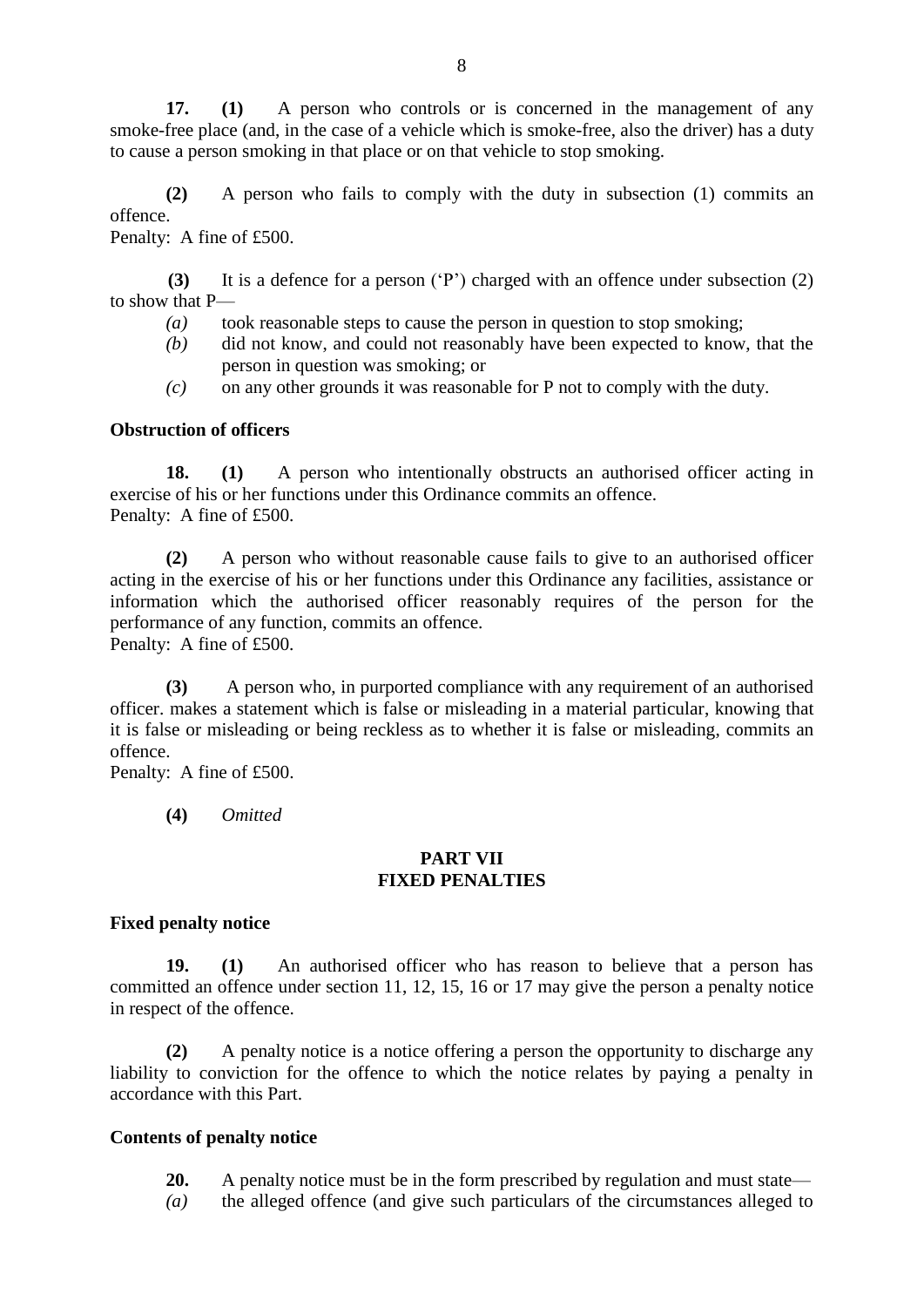**17.** **(1)** A person who controls or is concerned in the management of any smoke-free place (and, in the case of a vehicle which is smoke-free, also the driver) has a duty to cause a person smoking in that place or on that vehicle to stop smoking.

**(2)** A person who fails to comply with the duty in subsection (1) commits an offence.
Penalty: A fine of £500.

**(3)** It is a defence for a person ('P') charged with an offence under subsection (2) to show that P—

*(a)* took reasonable steps to cause the person in question to stop smoking;

*(b)* did not know, and could not reasonably have been expected to know, that the person in question was smoking; or

*(c)* on any other grounds it was reasonable for P not to comply with the duty.

**Obstruction of officers**

**18.** **(1)** A person who intentionally obstructs an authorised officer acting in exercise of his or her functions under this Ordinance commits an offence.
Penalty: A fine of £500.

**(2)** A person who without reasonable cause fails to give to an authorised officer acting in the exercise of his or her functions under this Ordinance any facilities, assistance or information which the authorised officer reasonably requires of the person for the performance of any function, commits an offence.
Penalty: A fine of £500.

**(3)** A person who, in purported compliance with any requirement of an authorised officer. makes a statement which is false or misleading in a material particular, knowing that it is false or misleading or being reckless as to whether it is false or misleading, commits an offence.
Penalty: A fine of £500.

**(4)** *Omitted*

## PART VII
## FIXED PENALTIES

**Fixed penalty notice**

**19.** **(1)** An authorised officer who has reason to believe that a person has committed an offence under section 11, 12, 15, 16 or 17 may give the person a penalty notice in respect of the offence.

**(2)** A penalty notice is a notice offering a person the opportunity to discharge any liability to conviction for the offence to which the notice relates by paying a penalty in accordance with this Part.

**Contents of penalty notice**

**20.** A penalty notice must be in the form prescribed by regulation and must state—

*(a)* the alleged offence (and give such particulars of the circumstances alleged to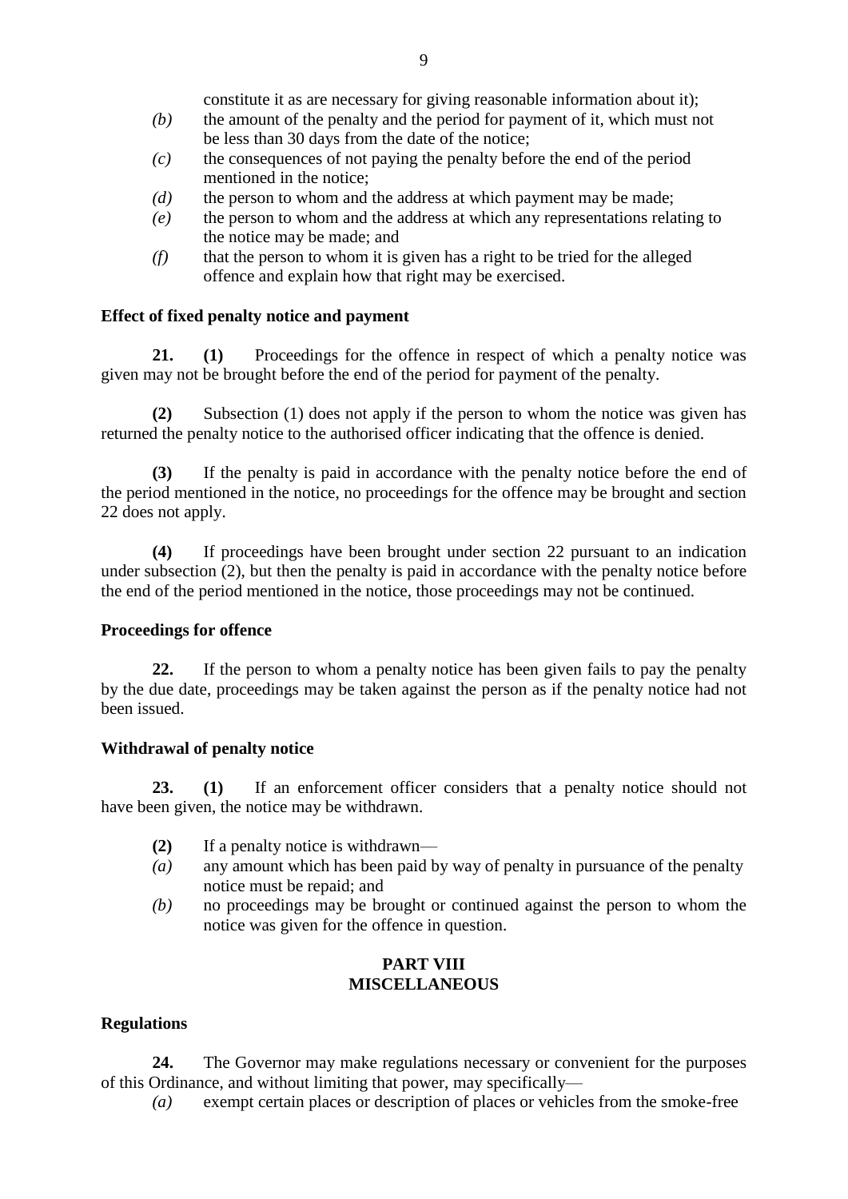constitute it as are necessary for giving reasonable information about it);

*(b)* the amount of the penalty and the period for payment of it, which must not be less than 30 days from the date of the notice;

*(c)* the consequences of not paying the penalty before the end of the period mentioned in the notice;

*(d)* the person to whom and the address at which payment may be made;

*(e)* the person to whom and the address at which any representations relating to the notice may be made; and

*(f)* that the person to whom it is given has a right to be tried for the alleged offence and explain how that right may be exercised.

**Effect of fixed penalty notice and payment**

**21. (1)** Proceedings for the offence in respect of which a penalty notice was given may not be brought before the end of the period for payment of the penalty.

**(2)** Subsection (1) does not apply if the person to whom the notice was given has returned the penalty notice to the authorised officer indicating that the offence is denied.

**(3)** If the penalty is paid in accordance with the penalty notice before the end of the period mentioned in the notice, no proceedings for the offence may be brought and section 22 does not apply.

**(4)** If proceedings have been brought under section 22 pursuant to an indication under subsection (2), but then the penalty is paid in accordance with the penalty notice before the end of the period mentioned in the notice, those proceedings may not be continued.

**Proceedings for offence**

**22.** If the person to whom a penalty notice has been given fails to pay the penalty by the due date, proceedings may be taken against the person as if the penalty notice had not been issued.

**Withdrawal of penalty notice**

**23. (1)** If an enforcement officer considers that a penalty notice should not have been given, the notice may be withdrawn.

**(2)** If a penalty notice is withdrawn—

*(a)* any amount which has been paid by way of penalty in pursuance of the penalty notice must be repaid; and

*(b)* no proceedings may be brought or continued against the person to whom the notice was given for the offence in question.

## PART VIII
## MISCELLANEOUS

**Regulations**

**24.** The Governor may make regulations necessary or convenient for the purposes of this Ordinance, and without limiting that power, may specifically—

*(a)* exempt certain places or description of places or vehicles from the smoke-free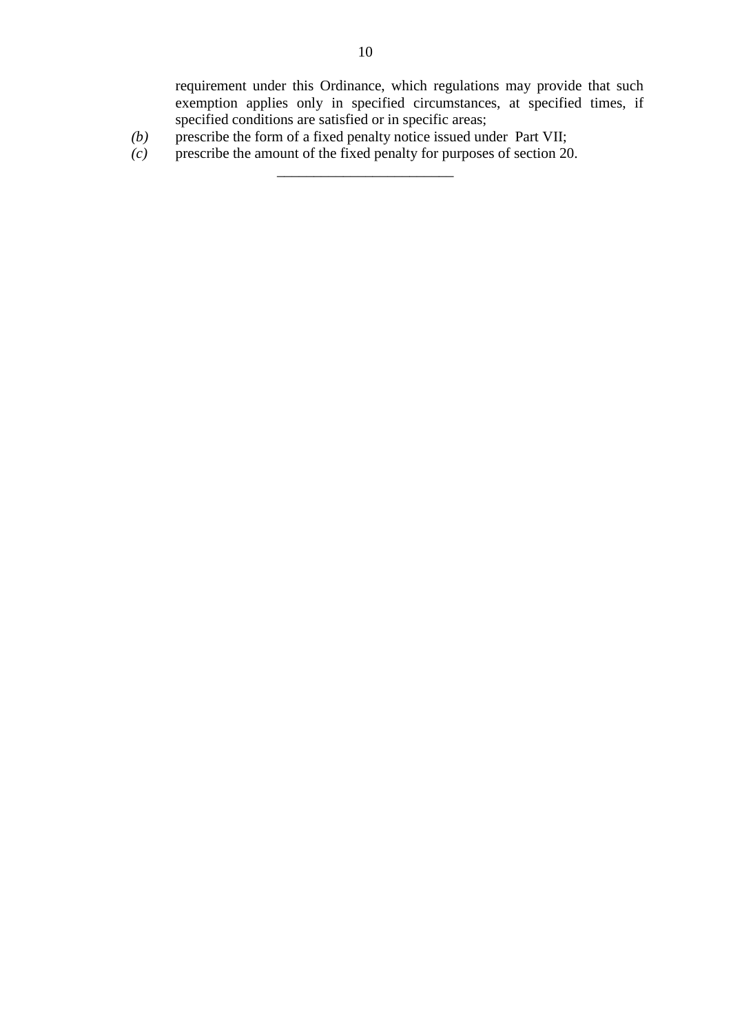requirement under this Ordinance, which regulations may provide that such exemption applies only in specified circumstances, at specified times, if specified conditions are satisfied or in specific areas;

*(b)* prescribe the form of a fixed penalty notice issued under Part VII;

*(c)* prescribe the amount of the fixed penalty for purposes of section 20.

\_\_\_\_\_\_\_\_\_\_\_\_\_\_\_\_\_\_\_\_\_\_\_\_